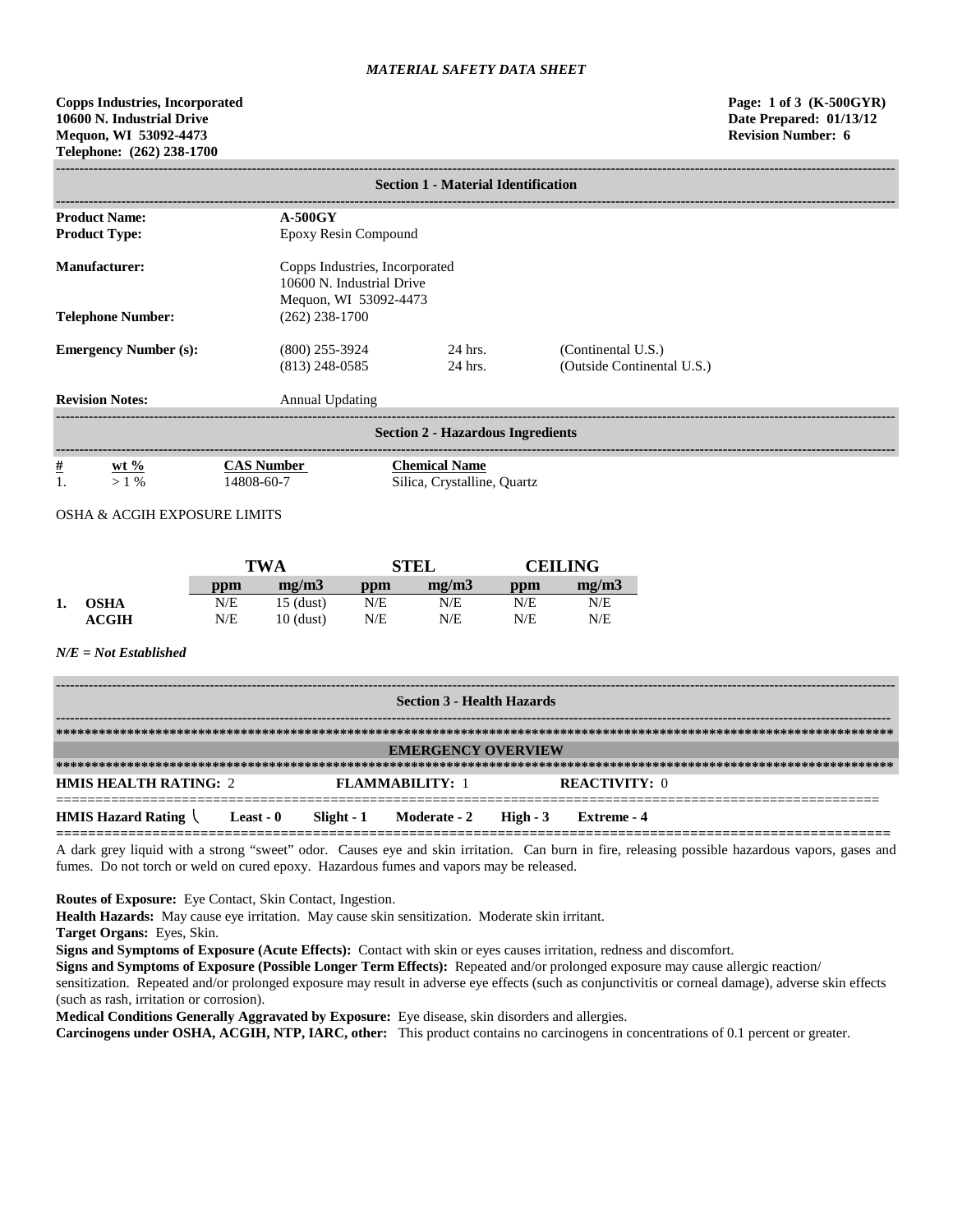*MATERIAL SAFETY DATA SHEET*

**Copps Industries, Incorporated**
**10600 N. Industrial Drive**
**Mequon, WI 53092-4473**
**Telephone: (262) 238-1700**

**Page: 1 of 3 (K-500GYR)**
**Date Prepared: 01/13/12**
**Revision Number: 6**

## Section 1 - Material Identification

| | | | |
|---|---|---|---|
| **Product Name:** | **A-500GY** | | |
| **Product Type:** | Epoxy Resin Compound | | |
| **Manufacturer:** | Copps Industries, Incorporated<br>10600 N. Industrial Drive<br>Mequon, WI 53092-4473 | | |
| **Telephone Number:** | (262) 238-1700 | | |
| **Emergency Number (s):** | (800) 255-3924<br>(813) 248-0585 | 24 hrs.<br>24 hrs. | (Continental U.S.)<br>(Outside Continental U.S.) |
| **Revision Notes:** | Annual Updating | | |

## Section 2 - Hazardous Ingredients

| # | wt % | CAS Number | Chemical Name |
|---|---|---|---|
| 1. | > 1 % | 14808-60-7 | Silica, Crystalline, Quartz |

OSHA & ACGIH EXPOSURE LIMITS

| | | TWA | | STEL | | CEILING | |
|---|---|---|---|---|---|---|---|
| | | ppm | mg/m3 | ppm | mg/m3 | ppm | mg/m3 |
| 1. | OSHA | N/E | 15 (dust) | N/E | N/E | N/E | N/E |
| | ACGIH | N/E | 10 (dust) | N/E | N/E | N/E | N/E |

***N/E = Not Established***

## Section 3 - Health Hazards

### EMERGENCY OVERVIEW

**HMIS HEALTH RATING:** 2 **FLAMMABILITY:** 1 **REACTIVITY:** 0

**HMIS Hazard Rating** \ **Least - 0** **Slight - 1** **Moderate - 2** **High - 3** **Extreme - 4**

A dark grey liquid with a strong "sweet" odor. Causes eye and skin irritation. Can burn in fire, releasing possible hazardous vapors, gases and fumes. Do not torch or weld on cured epoxy. Hazardous fumes and vapors may be released.

**Routes of Exposure:** Eye Contact, Skin Contact, Ingestion.

**Health Hazards:** May cause eye irritation. May cause skin sensitization. Moderate skin irritant.

**Target Organs:** Eyes, Skin.

**Signs and Symptoms of Exposure (Acute Effects):** Contact with skin or eyes causes irritation, redness and discomfort.

**Signs and Symptoms of Exposure (Possible Longer Term Effects):** Repeated and/or prolonged exposure may cause allergic reaction/ sensitization. Repeated and/or prolonged exposure may result in adverse eye effects (such as conjunctivitis or corneal damage), adverse skin effects (such as rash, irritation or corrosion).

**Medical Conditions Generally Aggravated by Exposure:** Eye disease, skin disorders and allergies.

**Carcinogens under OSHA, ACGIH, NTP, IARC, other:** This product contains no carcinogens in concentrations of 0.1 percent or greater.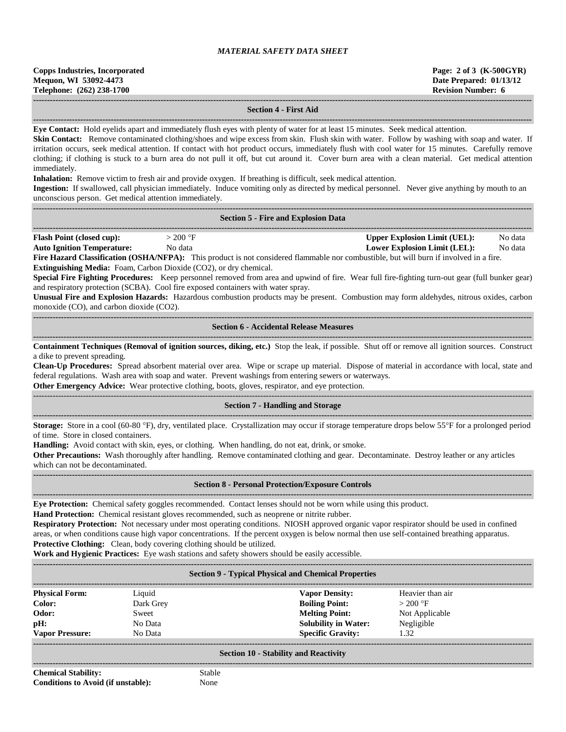## Section 4 - First Aid

**Eye Contact:** Hold eyelids apart and immediately flush eyes with plenty of water for at least 15 minutes. Seek medical attention.

**Skin Contact:** Remove contaminated clothing/shoes and wipe excess from skin. Flush skin with water. Follow by washing with soap and water. If irritation occurs, seek medical attention. If contact with hot product occurs, immediately flush with cool water for 15 minutes. Carefully remove clothing; if clothing is stuck to a burn area do not pull it off, but cut around it. Cover burn area with a clean material. Get medical attention immediately.

**Inhalation:** Remove victim to fresh air and provide oxygen. If breathing is difficult, seek medical attention.

**Ingestion:** If swallowed, call physician immediately. Induce vomiting only as directed by medical personnel. Never give anything by mouth to an unconscious person. Get medical attention immediately.

## Section 5 - Fire and Explosion Data

| | | | |
|---|---|---|---|
| **Flash Point (closed cup):** | > 200 °F | **Upper Explosion Limit (UEL):** | No data |
| **Auto Ignition Temperature:** | No data | **Lower Explosion Limit (LEL):** | No data |

**Fire Hazard Classification (OSHA/NFPA):** This product is not considered flammable nor combustible, but will burn if involved in a fire.

**Extinguishing Media:** Foam, Carbon Dioxide ($CO_2$), or dry chemical.

**Special Fire Fighting Procedures:** Keep personnel removed from area and upwind of fire. Wear full fire-fighting turn-out gear (full bunker gear) and respiratory protection (SCBA). Cool fire exposed containers with water spray.

**Unusual Fire and Explosion Hazards:** Hazardous combustion products may be present. Combustion may form aldehydes, nitrous oxides, carbon monoxide (CO), and carbon dioxide ($CO_2$).

## Section 6 - Accidental Release Measures

**Containment Techniques (Removal of ignition sources, diking, etc.)** Stop the leak, if possible. Shut off or remove all ignition sources. Construct a dike to prevent spreading.

**Clean-Up Procedures:** Spread absorbent material over area. Wipe or scrape up material. Dispose of material in accordance with local, state and federal regulations. Wash area with soap and water. Prevent washings from entering sewers or waterways.

**Other Emergency Advice:** Wear protective clothing, boots, gloves, respirator, and eye protection.

## Section 7 - Handling and Storage

**Storage:** Store in a cool (60-80 °F), dry, ventilated place. Crystallization may occur if storage temperature drops below 55°F for a prolonged period of time. Store in closed containers.

**Handling:** Avoid contact with skin, eyes, or clothing. When handling, do not eat, drink, or smoke.

**Other Precautions:** Wash thoroughly after handling. Remove contaminated clothing and gear. Decontaminate. Destroy leather or any articles which can not be decontaminated.

## Section 8 - Personal Protection/Exposure Controls

**Eye Protection:** Chemical safety goggles recommended. Contact lenses should not be worn while using this product.

**Hand Protection:** Chemical resistant gloves recommended, such as neoprene or nitrite rubber.

**Respiratory Protection:** Not necessary under most operating conditions. NIOSH approved organic vapor respirator should be used in confined areas, or when conditions cause high vapor concentrations. If the percent oxygen is below normal then use self-contained breathing apparatus.

**Protective Clothing:** Clean, body covering clothing should be utilized.

**Work and Hygienic Practices:** Eye wash stations and safety showers should be easily accessible.

## Section 9 - Typical Physical and Chemical Properties

| | | | |
|---|---|---|---|
| **Physical Form:** | Liquid | **Vapor Density:** | Heavier than air |
| **Color:** | Dark Grey | **Boiling Point:** | > 200 °F |
| **Odor:** | Sweet | **Melting Point:** | Not Applicable |
| **pH:** | No Data | **Solubility in Water:** | Negligible |
| **Vapor Pressure:** | No Data | **Specific Gravity:** | 1.32 |

## Section 10 - Stability and Reactivity

| | |
|---|---|
| **Chemical Stability:** | Stable |
| **Conditions to Avoid (if unstable):** | None |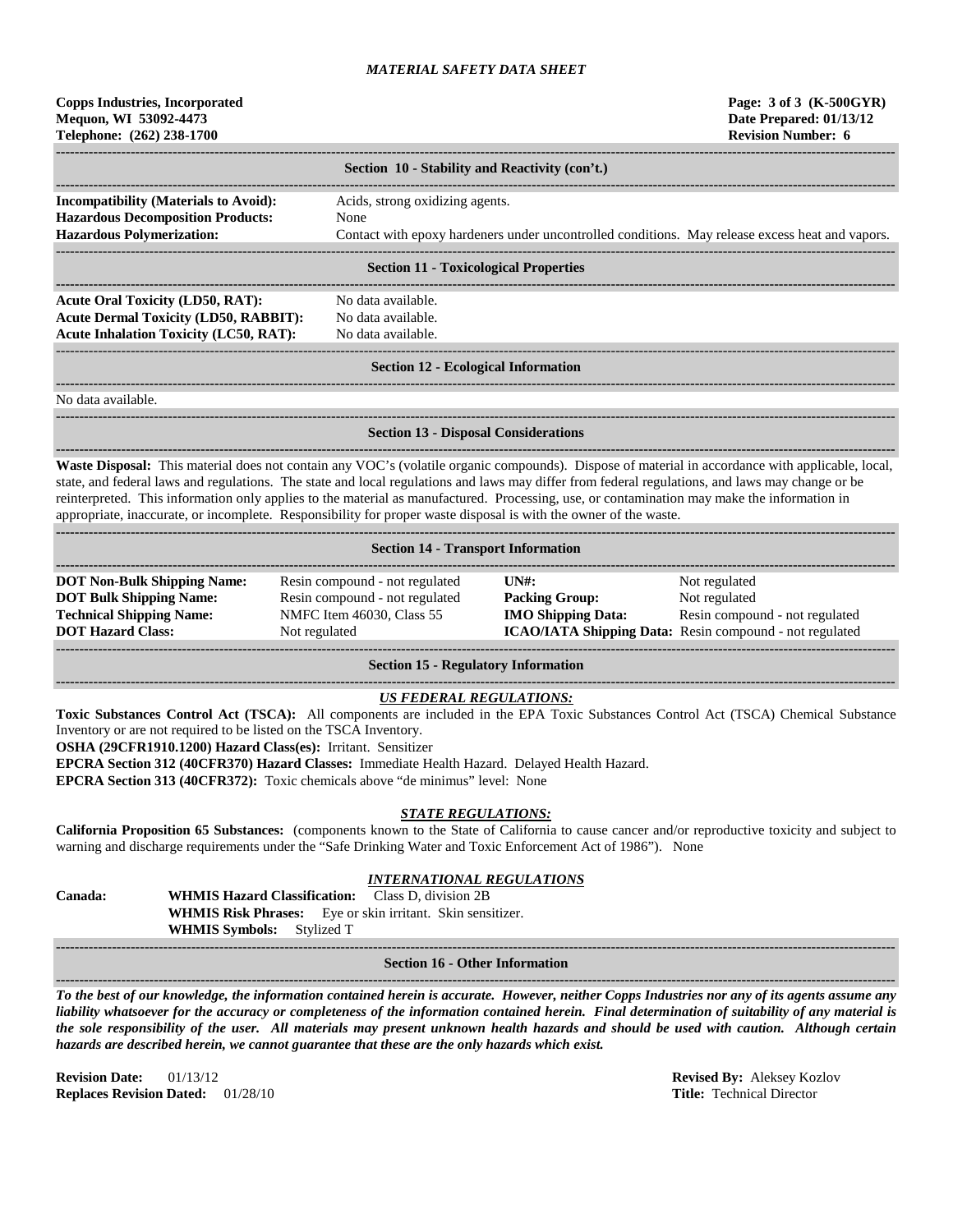# MATERIAL SAFETY DATA SHEET

**Copps Industries, Incorporated**
**Mequon, WI 53092-4473**
**Telephone: (262) 238-1700**

**Page: 3 of 3 (K-500GYR)**
**Date Prepared: 01/13/12**
**Revision Number: 6**

## Section 10 - Stability and Reactivity (con't.)

**Incompatibility (Materials to Avoid):** Acids, strong oxidizing agents.
**Hazardous Decomposition Products:** None
**Hazardous Polymerization:** Contact with epoxy hardeners under uncontrolled conditions. May release excess heat and vapors.

## Section 11 - Toxicological Properties

**Acute Oral Toxicity (LD50, RAT):** No data available.
**Acute Dermal Toxicity (LD50, RABBIT):** No data available.
**Acute Inhalation Toxicity (LC50, RAT):** No data available.

## Section 12 - Ecological Information

No data available.

## Section 13 - Disposal Considerations

**Waste Disposal:** This material does not contain any VOC's (volatile organic compounds). Dispose of material in accordance with applicable, local, state, and federal laws and regulations. The state and local regulations and laws may differ from federal regulations, and laws may change or be reinterpreted. This information only applies to the material as manufactured. Processing, use, or contamination may make the information in appropriate, inaccurate, or incomplete. Responsibility for proper waste disposal is with the owner of the waste.

## Section 14 - Transport Information

| | | | |
|---|---|---|---|
| **DOT Non-Bulk Shipping Name:** | Resin compound - not regulated | **UN#:** | Not regulated |
| **DOT Bulk Shipping Name:** | Resin compound - not regulated | **Packing Group:** | Not regulated |
| **Technical Shipping Name:** | NMFC Item 46030, Class 55 | **IMO Shipping Data:** | Resin compound - not regulated |
| **DOT Hazard Class:** | Not regulated | **ICAO/IATA Shipping Data:** | Resin compound - not regulated |

## Section 15 - Regulatory Information

### *US FEDERAL REGULATIONS:*

**Toxic Substances Control Act (TSCA):** All components are included in the EPA Toxic Substances Control Act (TSCA) Chemical Substance Inventory or are not required to be listed on the TSCA Inventory.
**OSHA (29CFR1910.1200) Hazard Class(es):** Irritant. Sensitizer
**EPCRA Section 312 (40CFR370) Hazard Classes:** Immediate Health Hazard. Delayed Health Hazard.
**EPCRA Section 313 (40CFR372):** Toxic chemicals above "de minimus" level: None

### *STATE REGULATIONS:*

**California Proposition 65 Substances:** (components known to the State of California to cause cancer and/or reproductive toxicity and subject to warning and discharge requirements under the "Safe Drinking Water and Toxic Enforcement Act of 1986"). None

### *INTERNATIONAL REGULATIONS*

**Canada:**
**WHMIS Hazard Classification:** Class D, division 2B
**WHMIS Risk Phrases:** Eye or skin irritant. Skin sensitizer.
**WHMIS Symbols:** Stylized T

## Section 16 - Other Information

***To the best of our knowledge, the information contained herein is accurate. However, neither Copps Industries nor any of its agents assume any liability whatsoever for the accuracy or completeness of the information contained herein. Final determination of suitability of any material is the sole responsibility of the user. All materials may present unknown health hazards and should be used with caution. Although certain hazards are described herein, we cannot guarantee that these are the only hazards which exist.***

**Revision Date:** 01/13/12
**Replaces Revision Dated:** 01/28/10

**Revised By:** Aleksey Kozlov
**Title:** Technical Director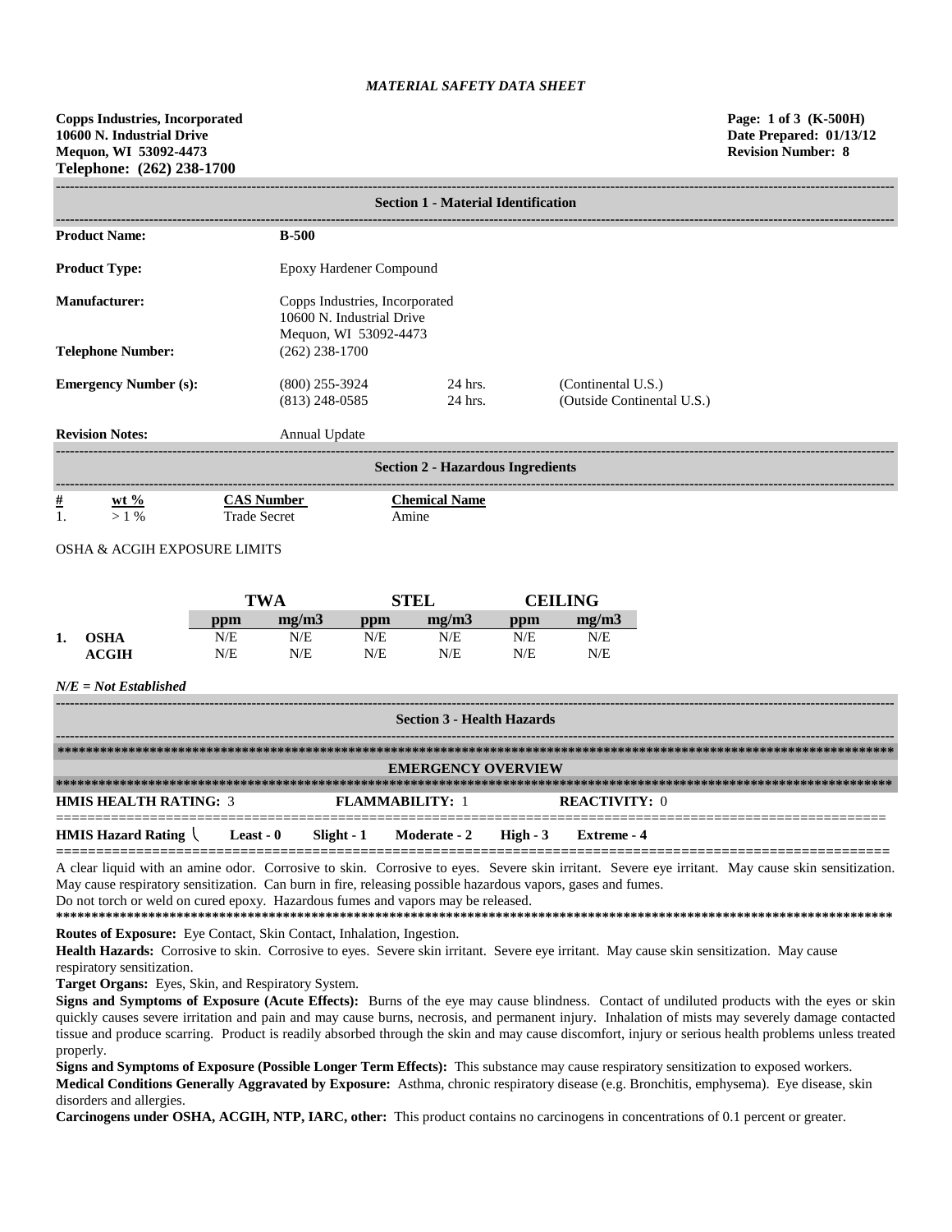*MATERIAL SAFETY DATA SHEET*

**Copps Industries, Incorporated**
**10600 N. Industrial Drive**
**Mequon, WI 53092-4473**
**Telephone: (262) 238-1700**

**Page: 1 of 3 (K-500H)**
**Date Prepared: 01/13/12**
**Revision Number: 8**

## Section 1 - Material Identification

| | | | |
|---|---|---|---|
| **Product Name:** | **B-500** | | |
| **Product Type:** | Epoxy Hardener Compound | | |
| **Manufacturer:** | Copps Industries, Incorporated<br>10600 N. Industrial Drive<br>Mequon, WI 53092-4473 | | |
| **Telephone Number:** | (262) 238-1700 | | |
| **Emergency Number (s):** | (800) 255-3924<br>(813) 248-0585 | 24 hrs.<br>24 hrs. | (Continental U.S.)<br>(Outside Continental U.S.) |
| **Revision Notes:** | Annual Update | | |

## Section 2 - Hazardous Ingredients

| # | wt % | CAS Number | Chemical Name |
|---|---|---|---|
| 1. | > 1 % | Trade Secret | Amine |

OSHA & ACGIH EXPOSURE LIMITS

| | | TWA | | STEL | | CEILING | |
|---|---|---|---|---|---|---|---|
| | | ppm | mg/m3 | ppm | mg/m3 | ppm | mg/m3 |
| 1. | OSHA | N/E | N/E | N/E | N/E | N/E | N/E |
| | ACGIH | N/E | N/E | N/E | N/E | N/E | N/E |

*N/E = Not Established*

## Section 3 - Health Hazards

### EMERGENCY OVERVIEW

**HMIS HEALTH RATING:** 3 **FLAMMABILITY:** 1 **REACTIVITY:** 0

**HMIS Hazard Rating \ Least - 0 Slight - 1 Moderate - 2 High - 3 Extreme - 4**

A clear liquid with an amine odor. Corrosive to skin. Corrosive to eyes. Severe skin irritant. Severe eye irritant. May cause skin sensitization. May cause respiratory sensitization. Can burn in fire, releasing possible hazardous vapors, gases and fumes.
Do not torch or weld on cured epoxy. Hazardous fumes and vapors may be released.

**Routes of Exposure:** Eye Contact, Skin Contact, Inhalation, Ingestion.

**Health Hazards:** Corrosive to skin. Corrosive to eyes. Severe skin irritant. Severe eye irritant. May cause skin sensitization. May cause respiratory sensitization.

**Target Organs:** Eyes, Skin, and Respiratory System.

**Signs and Symptoms of Exposure (Acute Effects):** Burns of the eye may cause blindness. Contact of undiluted products with the eyes or skin quickly causes severe irritation and pain and may cause burns, necrosis, and permanent injury. Inhalation of mists may severely damage contacted tissue and produce scarring. Product is readily absorbed through the skin and may cause discomfort, injury or serious health problems unless treated properly.

**Signs and Symptoms of Exposure (Possible Longer Term Effects):** This substance may cause respiratory sensitization to exposed workers.

**Medical Conditions Generally Aggravated by Exposure:** Asthma, chronic respiratory disease (e.g. Bronchitis, emphysema). Eye disease, skin disorders and allergies.

**Carcinogens under OSHA, ACGIH, NTP, IARC, other:** This product contains no carcinogens in concentrations of 0.1 percent or greater.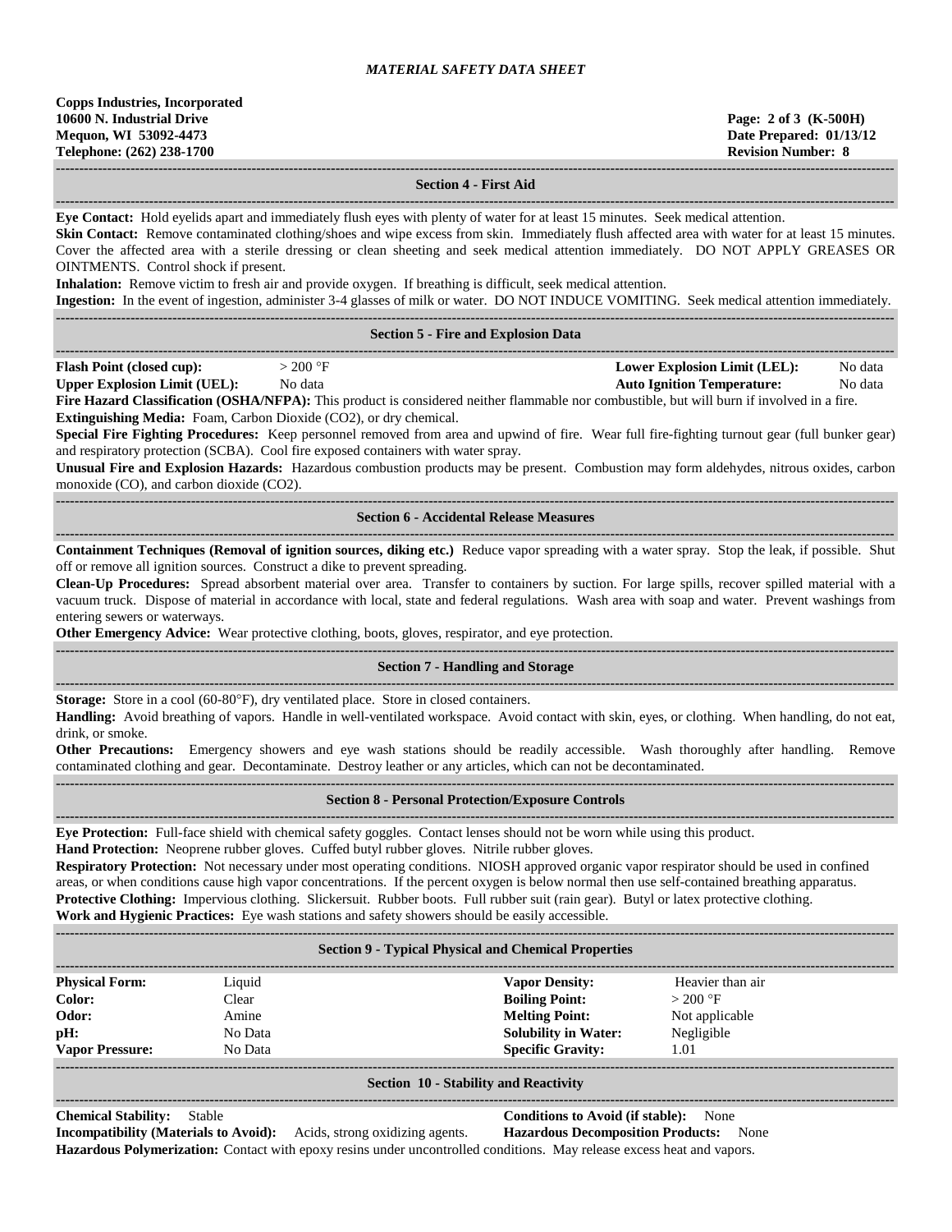## Section 4 - First Aid

**Eye Contact:** Hold eyelids apart and immediately flush eyes with plenty of water for at least 15 minutes. Seek medical attention.

**Skin Contact:** Remove contaminated clothing/shoes and wipe excess from skin. Immediately flush affected area with water for at least 15 minutes. Cover the affected area with a sterile dressing or clean sheeting and seek medical attention immediately. DO NOT APPLY GREASES OR OINTMENTS. Control shock if present.

**Inhalation:** Remove victim to fresh air and provide oxygen. If breathing is difficult, seek medical attention.

**Ingestion:** In the event of ingestion, administer 3-4 glasses of milk or water. DO NOT INDUCE VOMITING. Seek medical attention immediately.

## Section 5 - Fire and Explosion Data

| | | | |
|---|---|---|---|
| **Flash Point (closed cup):** | > 200 °F | **Lower Explosion Limit (LEL):** | No data |
| **Upper Explosion Limit (UEL):** | No data | **Auto Ignition Temperature:** | No data |

**Fire Hazard Classification (OSHA/NFPA):** This product is considered neither flammable nor combustible, but will burn if involved in a fire.

**Extinguishing Media:** Foam, Carbon Dioxide ($CO_2$), or dry chemical.

**Special Fire Fighting Procedures:** Keep personnel removed from area and upwind of fire. Wear full fire-fighting turnout gear (full bunker gear) and respiratory protection (SCBA). Cool fire exposed containers with water spray.

**Unusual Fire and Explosion Hazards:** Hazardous combustion products may be present. Combustion may form aldehydes, nitrous oxides, carbon monoxide (CO), and carbon dioxide ($CO_2$).

## Section 6 - Accidental Release Measures

**Containment Techniques (Removal of ignition sources, diking etc.)** Reduce vapor spreading with a water spray. Stop the leak, if possible. Shut off or remove all ignition sources. Construct a dike to prevent spreading.

**Clean-Up Procedures:** Spread absorbent material over area. Transfer to containers by suction. For large spills, recover spilled material with a vacuum truck. Dispose of material in accordance with local, state and federal regulations. Wash area with soap and water. Prevent washings from entering sewers or waterways.

**Other Emergency Advice:** Wear protective clothing, boots, gloves, respirator, and eye protection.

## Section 7 - Handling and Storage

**Storage:** Store in a cool (60-80°F), dry ventilated place. Store in closed containers.

**Handling:** Avoid breathing of vapors. Handle in well-ventilated workspace. Avoid contact with skin, eyes, or clothing. When handling, do not eat, drink, or smoke.

**Other Precautions:** Emergency showers and eye wash stations should be readily accessible. Wash thoroughly after handling. Remove contaminated clothing and gear. Decontaminate. Destroy leather or any articles, which can not be decontaminated.

## Section 8 - Personal Protection/Exposure Controls

**Eye Protection:** Full-face shield with chemical safety goggles. Contact lenses should not be worn while using this product.

**Hand Protection:** Neoprene rubber gloves. Cuffed butyl rubber gloves. Nitrile rubber gloves.

**Respiratory Protection:** Not necessary under most operating conditions. NIOSH approved organic vapor respirator should be used in confined areas, or when conditions cause high vapor concentrations. If the percent oxygen is below normal then use self-contained breathing apparatus.

**Protective Clothing:** Impervious clothing. Slickersuit. Rubber boots. Full rubber suit (rain gear). Butyl or latex protective clothing.

**Work and Hygienic Practices:** Eye wash stations and safety showers should be easily accessible.

## Section 9 - Typical Physical and Chemical Properties

| | | | |
|---|---|---|---|
| **Physical Form:** | Liquid | **Vapor Density:** | Heavier than air |
| **Color:** | Clear | **Boiling Point:** | > 200 °F |
| **Odor:** | Amine | **Melting Point:** | Not applicable |
| **pH:** | No Data | **Solubility in Water:** | Negligible |
| **Vapor Pressure:** | No Data | **Specific Gravity:** | 1.01 |

## Section 10 - Stability and Reactivity

**Chemical Stability:** Stable

**Conditions to Avoid (if stable):** None

**Incompatibility (Materials to Avoid):** Acids, strong oxidizing agents.

**Hazardous Decomposition Products:** None

**Hazardous Polymerization:** Contact with epoxy resins under uncontrolled conditions. May release excess heat and vapors.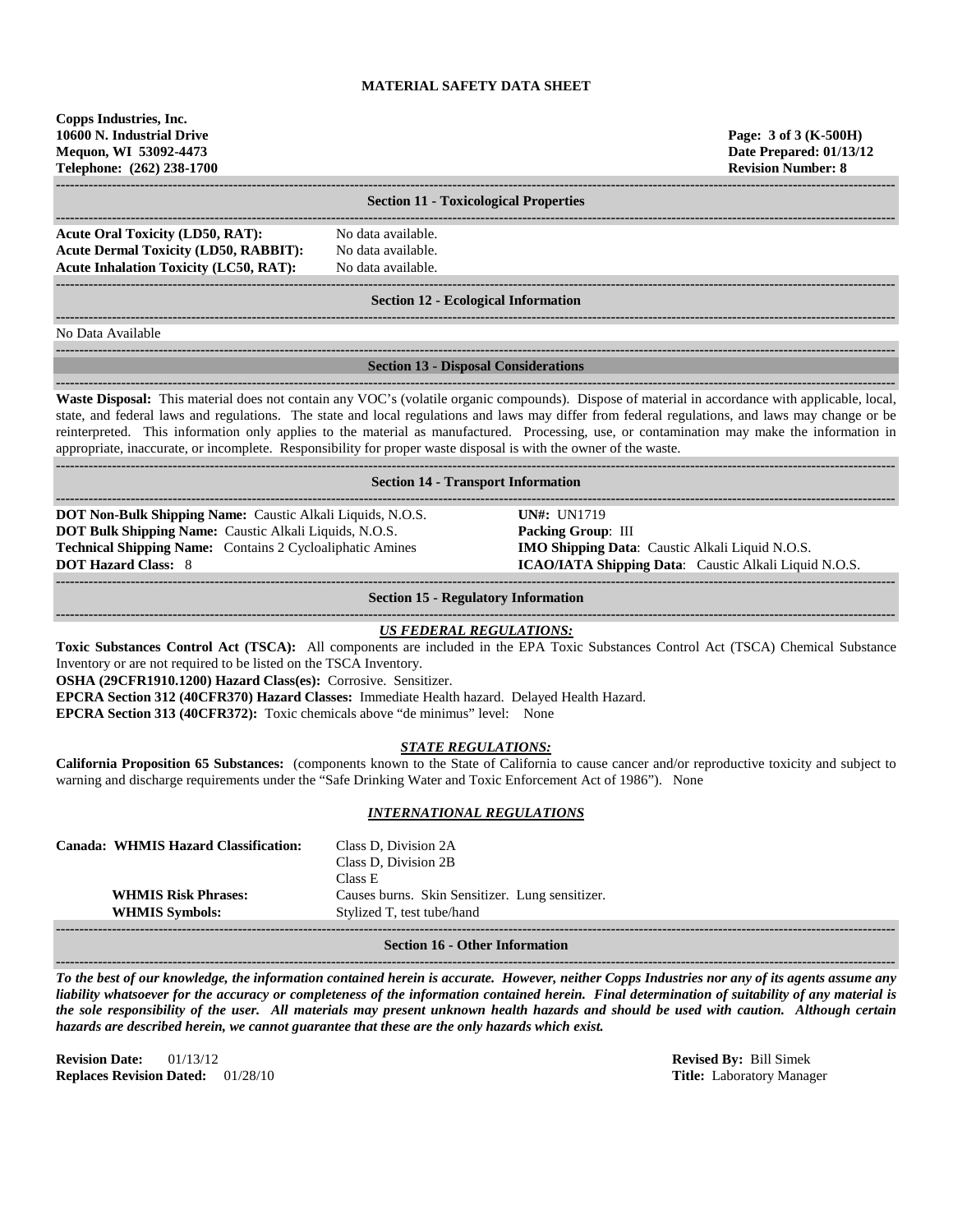## Section 11 - Toxicological Properties

**Acute Oral Toxicity (LD50, RAT):** No data available.
**Acute Dermal Toxicity (LD50, RABBIT):** No data available.
**Acute Inhalation Toxicity (LC50, RAT):** No data available.

## Section 12 - Ecological Information

No Data Available

## Section 13 - Disposal Considerations

**Waste Disposal:** This material does not contain any VOC's (volatile organic compounds). Dispose of material in accordance with applicable, local, state, and federal laws and regulations. The state and local regulations and laws may differ from federal regulations, and laws may change or be reinterpreted. This information only applies to the material as manufactured. Processing, use, or contamination may make the information in appropriate, inaccurate, or incomplete. Responsibility for proper waste disposal is with the owner of the waste.

## Section 14 - Transport Information

**DOT Non-Bulk Shipping Name:** Caustic Alkali Liquids, N.O.S.
**DOT Bulk Shipping Name:** Caustic Alkali Liquids, N.O.S.
**Technical Shipping Name:** Contains 2 Cycloaliphatic Amines
**DOT Hazard Class:** 8

**UN#:** UN1719
**Packing Group**: III
**IMO Shipping Data**: Caustic Alkali Liquid N.O.S.
**ICAO/IATA Shipping Data**: Caustic Alkali Liquid N.O.S.

## Section 15 - Regulatory Information

***US FEDERAL REGULATIONS:***

**Toxic Substances Control Act (TSCA):** All components are included in the EPA Toxic Substances Control Act (TSCA) Chemical Substance Inventory or are not required to be listed on the TSCA Inventory.
**OSHA (29CFR1910.1200) Hazard Class(es):** Corrosive. Sensitizer.
**EPCRA Section 312 (40CFR370) Hazard Classes:** Immediate Health hazard. Delayed Health Hazard.
**EPCRA Section 313 (40CFR372):** Toxic chemicals above "de minimus" level: None

***STATE REGULATIONS:***

**California Proposition 65 Substances:** (components known to the State of California to cause cancer and/or reproductive toxicity and subject to warning and discharge requirements under the "Safe Drinking Water and Toxic Enforcement Act of 1986"). None

***INTERNATIONAL REGULATIONS***

**Canada: WHMIS Hazard Classification:** Class D, Division 2A
Class D, Division 2B
Class E
**WHMIS Risk Phrases:** Causes burns. Skin Sensitizer. Lung sensitizer.
**WHMIS Symbols:** Stylized T, test tube/hand

## Section 16 - Other Information

***To the best of our knowledge, the information contained herein is accurate. However, neither Copps Industries nor any of its agents assume any liability whatsoever for the accuracy or completeness of the information contained herein. Final determination of suitability of any material is the sole responsibility of the user. All materials may present unknown health hazards and should be used with caution. Although certain hazards are described herein, we cannot guarantee that these are the only hazards which exist.***

**Revision Date:** 01/13/12
**Replaces Revision Dated:** 01/28/10

**Revised By:** Bill Simek
**Title:** Laboratory Manager